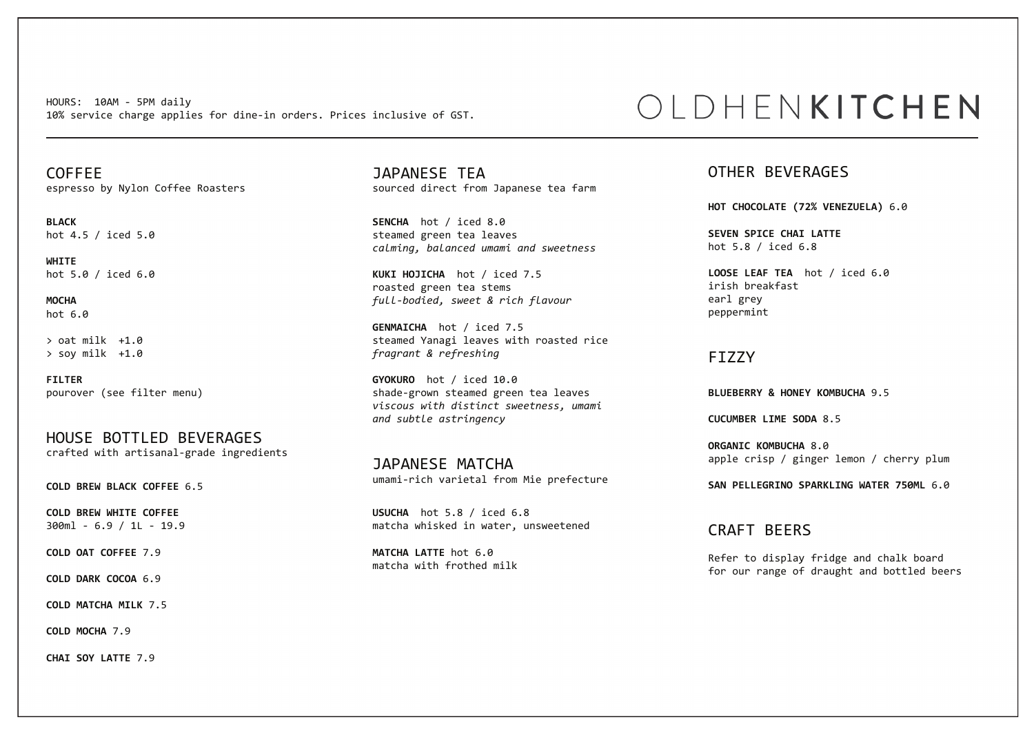# OLDHEN**KITCHEN**

HOURS: 10AM - 5PM daily
10% service charge applies for dine-in orders. Prices inclusive of GST.

## COFFEE

espresso by Nylon Coffee Roasters

**BLACK**
hot 4.5 / iced 5.0

**WHITE**
hot 5.0 / iced 6.0

**MOCHA**
hot 6.0

> oat milk +1.0
> soy milk +1.0

**FILTER**
pourover (see filter menu)

## HOUSE BOTTLED BEVERAGES

crafted with artisanal-grade ingredients

**COLD BREW BLACK COFFEE** 6.5

**COLD BREW WHITE COFFEE**
300ml - 6.9 / 1L - 19.9

**COLD OAT COFFEE** 7.9

**COLD DARK COCOA** 6.9

**COLD MATCHA MILK** 7.5

**COLD MOCHA** 7.9

**CHAI SOY LATTE** 7.9

## JAPANESE TEA

sourced direct from Japanese tea farm

**SENCHA** hot / iced 8.0
steamed green tea leaves
*calming, balanced umami and sweetness*

**KUKI HOJICHA** hot / iced 7.5
roasted green tea stems
*full-bodied, sweet & rich flavour*

**GENMAICHA** hot / iced 7.5
steamed Yanagi leaves with roasted rice
*fragrant & refreshing*

**GYOKURO** hot / iced 10.0
shade-grown steamed green tea leaves
*viscous with distinct sweetness, umami and subtle astringency*

## JAPANESE MATCHA

umami-rich varietal from Mie prefecture

**USUCHA** hot 5.8 / iced 6.8
matcha whisked in water, unsweetened

**MATCHA LATTE** hot 6.0
matcha with frothed milk

## OTHER BEVERAGES

**HOT CHOCOLATE (72% VENEZUELA)** 6.0

**SEVEN SPICE CHAI LATTE**
hot 5.8 / iced 6.8

**LOOSE LEAF TEA** hot / iced 6.0
irish breakfast
earl grey
peppermint

## FIZZY

**BLUEBERRY & HONEY KOMBUCHA** 9.5

**CUCUMBER LIME SODA** 8.5

**ORGANIC KOMBUCHA** 8.0
apple crisp / ginger lemon / cherry plum

**SAN PELLEGRINO SPARKLING WATER 750ML** 6.0

## CRAFT BEERS

Refer to display fridge and chalk board for our range of draught and bottled beers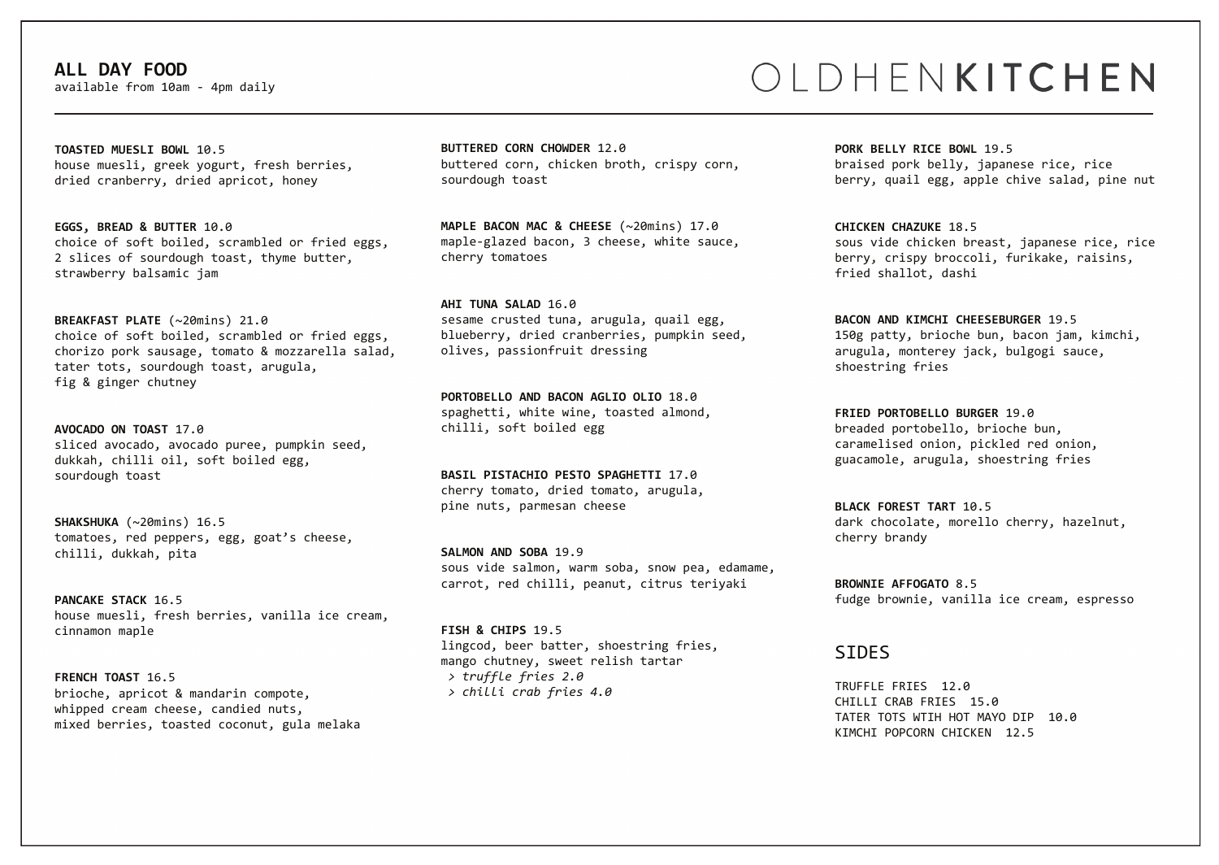## ALL DAY FOOD

available from 10am - 4pm daily

# OLDHEN**KITCHEN**

**TOASTED MUESLI BOWL** 10.5
house muesli, greek yogurt, fresh berries, dried cranberry, dried apricot, honey

**EGGS, BREAD & BUTTER** 10.0
choice of soft boiled, scrambled or fried eggs, 2 slices of sourdough toast, thyme butter, strawberry balsamic jam

**BREAKFAST PLATE** (~20mins) 21.0
choice of soft boiled, scrambled or fried eggs, chorizo pork sausage, tomato & mozzarella salad, tater tots, sourdough toast, arugula, fig & ginger chutney

**AVOCADO ON TOAST** 17.0
sliced avocado, avocado puree, pumpkin seed, dukkah, chilli oil, soft boiled egg, sourdough toast

**SHAKSHUKA** (~20mins) 16.5
tomatoes, red peppers, egg, goat's cheese, chilli, dukkah, pita

**PANCAKE STACK** 16.5
house muesli, fresh berries, vanilla ice cream, cinnamon maple

**FRENCH TOAST** 16.5
brioche, apricot & mandarin compote, whipped cream cheese, candied nuts, mixed berries, toasted coconut, gula melaka

**BUTTERED CORN CHOWDER** 12.0
buttered corn, chicken broth, crispy corn, sourdough toast

**MAPLE BACON MAC & CHEESE** (~20mins) 17.0
maple-glazed bacon, 3 cheese, white sauce, cherry tomatoes

**AHI TUNA SALAD** 16.0
sesame crusted tuna, arugula, quail egg, blueberry, dried cranberries, pumpkin seed, olives, passionfruit dressing

**PORTOBELLO AND BACON AGLIO OLIO** 18.0
spaghetti, white wine, toasted almond, chilli, soft boiled egg

**BASIL PISTACHIO PESTO SPAGHETTI** 17.0
cherry tomato, dried tomato, arugula, pine nuts, parmesan cheese

**SALMON AND SOBA** 19.9
sous vide salmon, warm soba, snow pea, edamame, carrot, red chilli, peanut, citrus teriyaki

**FISH & CHIPS** 19.5
lingcod, beer batter, shoestring fries, mango chutney, sweet relish tartar
> *truffle fries 2.0*
> *chilli crab fries 4.0*

**PORK BELLY RICE BOWL** 19.5
braised pork belly, japanese rice, rice berry, quail egg, apple chive salad, pine nut

**CHICKEN CHAZUKE** 18.5
sous vide chicken breast, japanese rice, rice berry, crispy broccoli, furikake, raisins, fried shallot, dashi

**BACON AND KIMCHI CHEESEBURGER** 19.5
150g patty, brioche bun, bacon jam, kimchi, arugula, monterey jack, bulgogi sauce, shoestring fries

**FRIED PORTOBELLO BURGER** 19.0
breaded portobello, brioche bun, caramelised onion, pickled red onion, guacamole, arugula, shoestring fries

**BLACK FOREST TART** 10.5
dark chocolate, morello cherry, hazelnut, cherry brandy

**BROWNIE AFFOGATO** 8.5
fudge brownie, vanilla ice cream, espresso

## SIDES

TRUFFLE FRIES 12.0
CHILLI CRAB FRIES 15.0
TATER TOTS WTIH HOT MAYO DIP 10.0
KIMCHI POPCORN CHICKEN 12.5